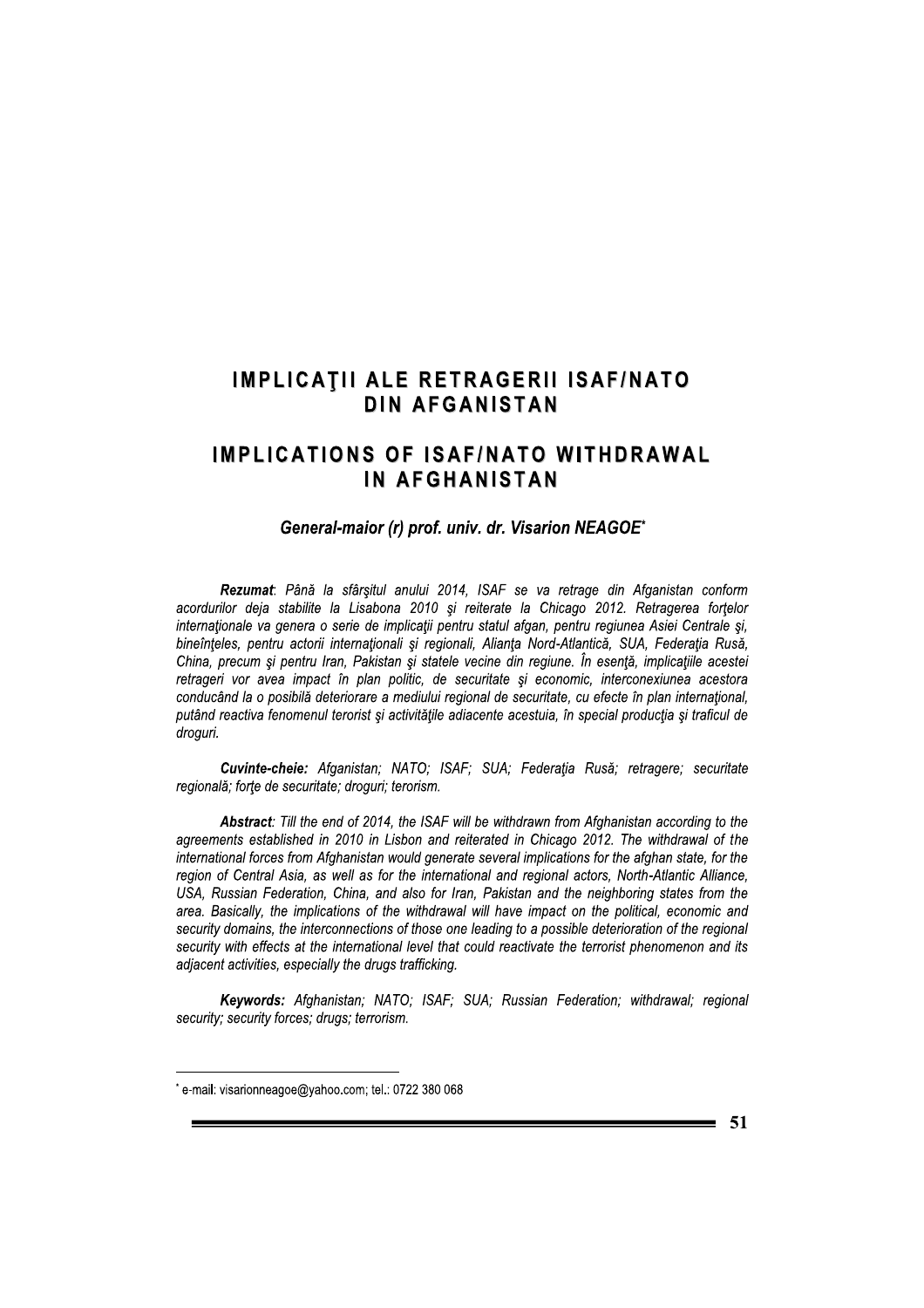# IMPLICAŢII ALE RETRAGERII ISAF/NATO DIN AFGANISTAN

# IMPLICATIONS OF ISAF/NATO WITHDRAWAL IN AFGHANISTAN

***General-maior (r) prof. univ. dr. Visarion NEAGOE*** [*]

***Rezumat***: *Până la sfârşitul anului 2014, ISAF se va retrage din Afganistan conform acordurilor deja stabilite la Lisabona 2010 şi reiterate la Chicago 2012. Retragerea forţelor internaţionale va genera o serie de implicaţii pentru statul afgan, pentru regiunea Asiei Centrale şi, bineînţeles, pentru actorii internaţionali şi regionali, Alianţa Nord-Atlantică, SUA, Federaţia Rusă, China, precum şi pentru Iran, Pakistan şi statele vecine din regiune. În esenţă, implicaţiile acestei retrageri vor avea impact în plan politic, de securitate şi economic, interconexiunea acestora conducând la o posibilă deteriorare a mediului regional de securitate, cu efecte în plan internaţional, putând reactiva fenomenul terorist şi activităţile adiacente acestuia, în special producţia şi traficul de droguri.*

***Cuvinte-cheie:*** *Afganistan; NATO; ISAF; SUA; Federaţia Rusă; retragere; securitate regională; forţe de securitate; droguri; terorism.*

***Abstract***: *Till the end of 2014, the ISAF will be withdrawn from Afghanistan according to the agreements established in 2010 in Lisbon and reiterated in Chicago 2012. The withdrawal of the international forces from Afghanistan would generate several implications for the afghan state, for the region of Central Asia, as well as for the international and regional actors, North-Atlantic Alliance, USA, Russian Federation, China, and also for Iran, Pakistan and the neighboring states from the area. Basically, the implications of the withdrawal will have impact on the political, economic and security domains, the interconnections of those one leading to a possible deterioration of the regional security with effects at the international level that could reactivate the terrorist phenomenon and its adjacent activities, especially the drugs trafficking.*

***Keywords:*** *Afghanistan; NATO; ISAF; SUA; Russian Federation; withdrawal; regional security; security forces; drugs; terrorism.*

---

[*] e-mail: visarionneagoe@yahoo.com; tel.: 0722 380 068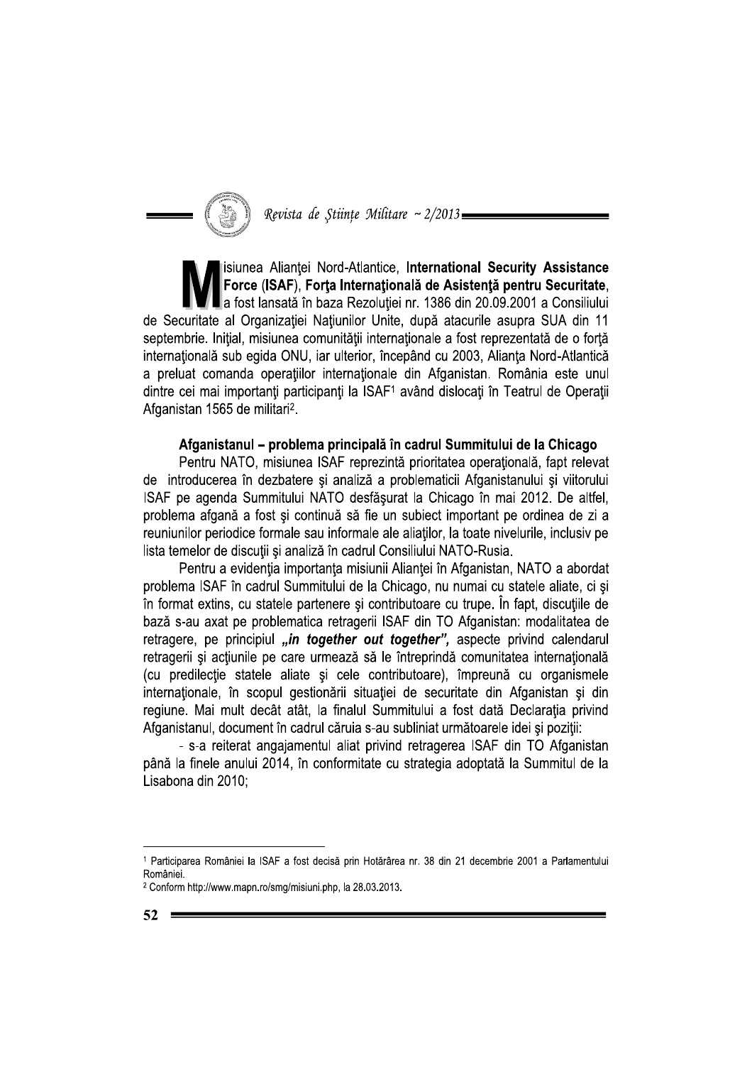Misiunea Alianţei Nord-Atlantice, **International Security Assistance Force** (**ISAF**), **Forţa Internaţională de Asistenţă pentru Securitate**, a fost lansată în baza Rezoluţiei nr. 1386 din 20.09.2001 a Consiliului de Securitate al Organizaţiei Naţiunilor Unite, după atacurile asupra SUA din 11 septembrie. Iniţial, misiunea comunităţii internaţionale a fost reprezentată de o forţă internaţională sub egida ONU, iar ulterior, începând cu 2003, Alianţa Nord-Atlantică a preluat comanda operaţiilor internaţionale din Afganistan. România este unul dintre cei mai importanţi participanţi la ISAF[1] având dislocaţi în Teatrul de Operaţii Afganistan 1565 de militari[2].

**Afganistanul – problema principală în cadrul Summitului de la Chicago**

Pentru NATO, misiunea ISAF reprezintă prioritatea operaţională, fapt relevat de introducerea în dezbatere şi analiză a problematicii Afganistanului şi viitorului ISAF pe agenda Summitului NATO desfăşurat la Chicago în mai 2012. De altfel, problema afgană a fost şi continuă să fie un subiect important pe ordinea de zi a reuniunilor periodice formale sau informale ale aliaţilor, la toate nivelurile, inclusiv pe lista temelor de discuţii şi analiză în cadrul Consiliului NATO-Rusia.

Pentru a evidenţia importanţa misiunii Alianţei în Afganistan, NATO a abordat problema ISAF în cadrul Summitului de la Chicago, nu numai cu statele aliate, ci şi în format extins, cu statele partenere şi contributoare cu trupe. În fapt, discuţiile de bază s-au axat pe problematica retragerii ISAF din TO Afganistan: modalitatea de retragere, pe principiul ***„in together out together"***, aspecte privind calendarul retragerii şi acţiunile pe care urmează să le întreprindă comunitatea internaţională (cu predilecţie statele aliate şi cele contributoare), împreună cu organismele internaţionale, în scopul gestionării situaţiei de securitate din Afganistan şi din regiune. Mai mult decât atât, la finalul Summitului a fost dată Declaraţia privind Afganistanul, document în cadrul căruia s-au subliniat următoarele idei şi poziţii:

- s-a reiterat angajamentul aliat privind retragerea ISAF din TO Afganistan până la finele anului 2014, în conformitate cu strategia adoptată la Summitul de la Lisabona din 2010;

---

[1] Participarea României la ISAF a fost decisă prin Hotărârea nr. 38 din 21 decembrie 2001 a Parlamentului României.

[2] Conform http://www.mapn.ro/smg/misiuni.php, la 28.03.2013.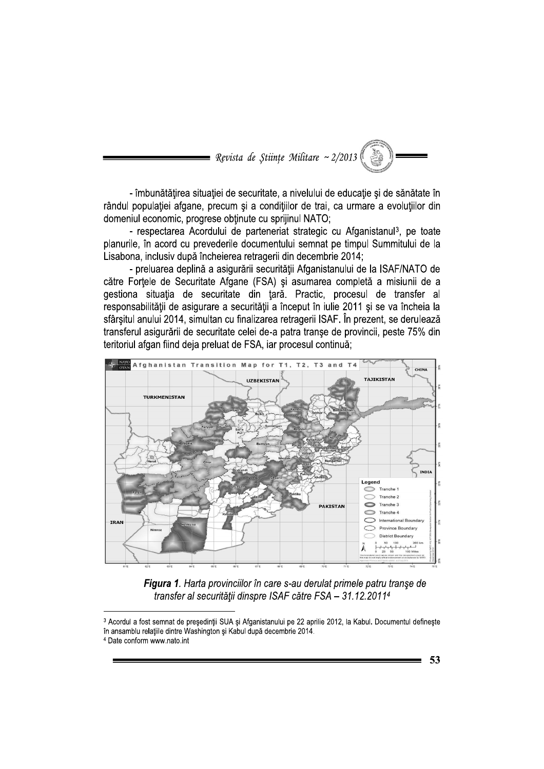- îmbunătăţirea situaţiei de securitate, a nivelului de educaţie şi de sănătate în rândul populaţiei afgane, precum şi a condiţiilor de trai, ca urmare a evoluţiilor din domeniul economic, progrese obţinute cu sprijinul NATO;

- respectarea Acordului de parteneriat strategic cu Afganistanul[3], pe toate planurile, în acord cu prevederile documentului semnat pe timpul Summitului de la Lisabona, inclusiv după încheierea retragerii din decembrie 2014;

- preluarea deplină a asigurării securităţii Afganistanului de la ISAF/NATO de către Forţele de Securitate Afgane (FSA) şi asumarea completă a misiunii de a gestiona situaţia de securitate din ţară. Practic, procesul de transfer al responsabilităţii de asigurare a securităţii a început în iulie 2011 şi se va încheia la sfârşitul anului 2014, simultan cu finalizarea retragerii ISAF. În prezent, se derulează transferul asigurării de securitate celei de-a patra tranşe de provincii, peste 75% din teritoriul afgan fiind deja preluat de FSA, iar procesul continuă;

***Figura 1**. Harta provinciilor în care s-au derulat primele patru tranşe de transfer al securităţii dinspre ISAF către FSA – 31.12.2011*[4]

---

[3] Acordul a fost semnat de preşedinţii SUA şi Afganistanului pe 22 aprilie 2012, la Kabul. Documentul defineşte în ansamblu relaţiile dintre Washington şi Kabul după decembrie 2014.

[4] Date conform www.nato.int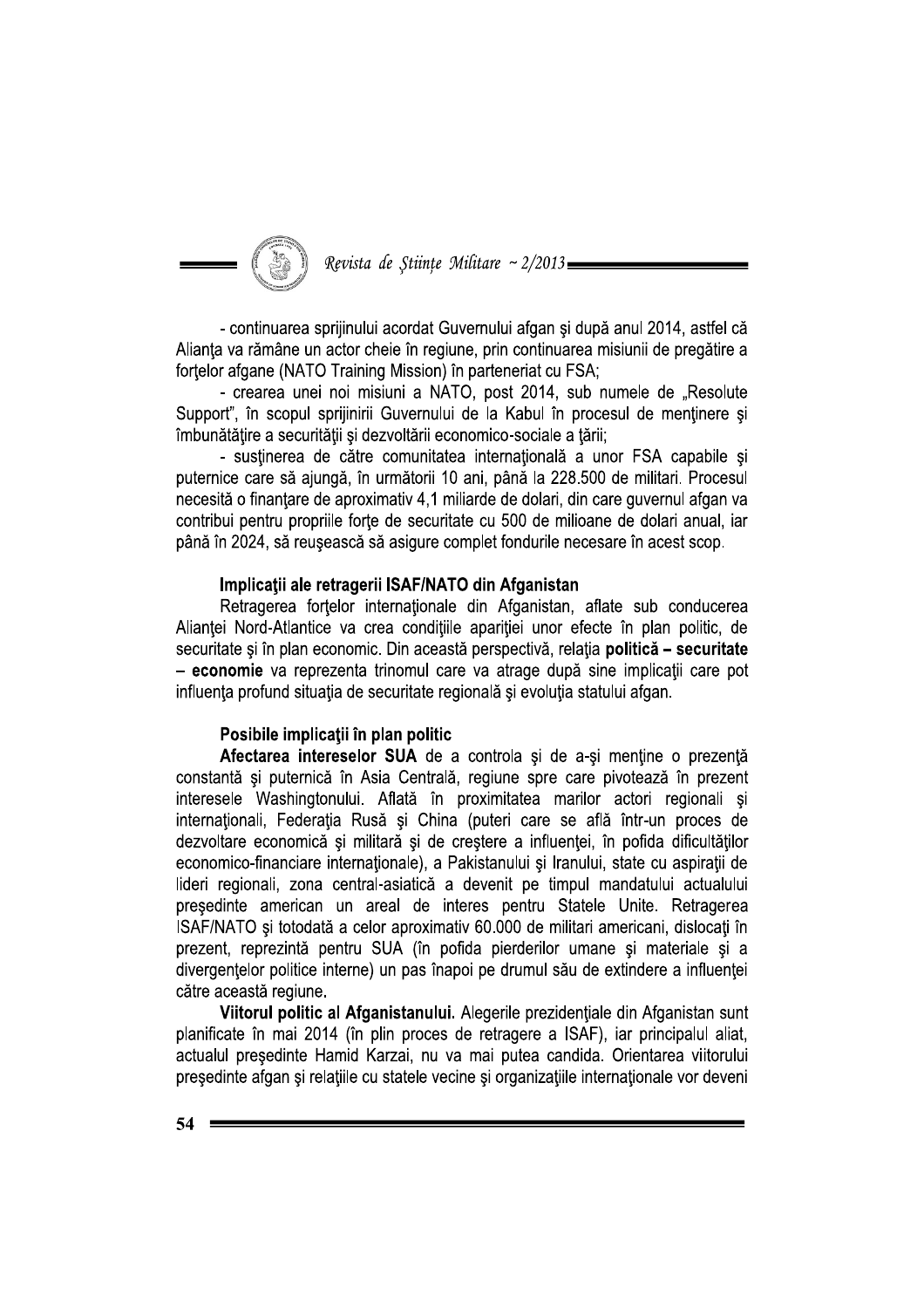- continuarea sprijinului acordat Guvernului afgan şi după anul 2014, astfel că Alianţa va rămâne un actor cheie în regiune, prin continuarea misiunii de pregătire a forţelor afgane (NATO Training Mission) în parteneriat cu FSA;

- crearea unei noi misiuni a NATO, post 2014, sub numele de „Resolute Support", în scopul sprijinirii Guvernului de la Kabul în procesul de menţinere şi îmbunătăţire a securităţii şi dezvoltării economico-sociale a ţării;

- susţinerea de către comunitatea internaţională a unor FSA capabile şi puternice care să ajungă, în următorii 10 ani, până la 228.500 de militari. Procesul necesită o finanţare de aproximativ 4,1 miliarde de dolari, din care guvernul afgan va contribui pentru propriile forţe de securitate cu 500 de milioane de dolari anual, iar până în 2024, să reuşească să asigure complet fondurile necesare în acest scop.

### Implicaţii ale retragerii ISAF/NATO din Afganistan

Retragerea forţelor internaţionale din Afganistan, aflate sub conducerea Alianţei Nord-Atlantice va crea condiţiile apariţiei unor efecte în plan politic, de securitate şi în plan economic. Din această perspectivă, relaţia **politică – securitate – economie** va reprezenta trinomul care va atrage după sine implicaţii care pot influenţa profund situaţia de securitate regională şi evoluţia statului afgan.

### Posibile implicaţii în plan politic

**Afectarea intereselor SUA** de a controla şi de a-şi menţine o prezenţă constantă şi puternică în Asia Centrală, regiune spre care pivotează în prezent interesele Washingtonului. Aflată în proximitatea marilor actori regionali şi internaţionali, Federaţia Rusă şi China (puteri care se află într-un proces de dezvoltare economică şi militară şi de creştere a influenţei, în pofida dificultăţilor economico-financiare internaţionale), a Pakistanului şi Iranului, state cu aspiraţii de lideri regionali, zona central-asiatică a devenit pe timpul mandatului actualului preşedinte american un areal de interes pentru Statele Unite. Retragerea ISAF/NATO şi totodată a celor aproximativ 60.000 de militari americani, dislocaţi în prezent, reprezintă pentru SUA (în pofida pierderilor umane şi materiale şi a divergenţelor politice interne) un pas înapoi pe drumul său de extindere a influenţei către această regiune.

**Viitorul politic al Afganistanului.** Alegerile prezidenţiale din Afganistan sunt planificate în mai 2014 (în plin proces de retragere a ISAF), iar principalul aliat, actualul preşedinte Hamid Karzai, nu va mai putea candida. Orientarea viitorului preşedinte afgan şi relaţiile cu statele vecine şi organizaţiile internaţionale vor deveni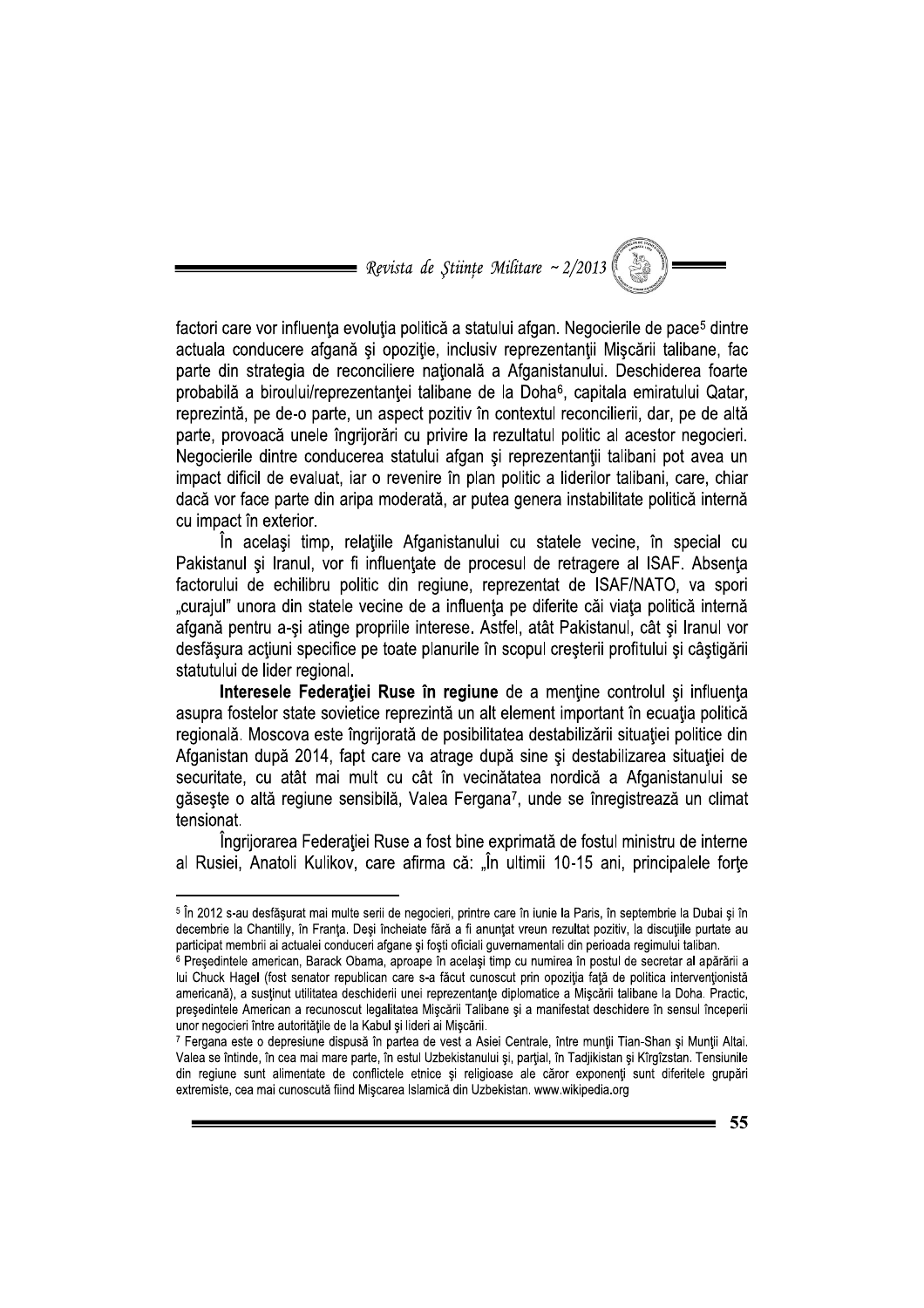factori care vor influenţa evoluţia politică a statului afgan. Negocierile de pace[5] dintre actuala conducere afgană şi opoziţie, inclusiv reprezentanţii Mişcării talibane, fac parte din strategia de reconciliere naţională a Afganistanului. Deschiderea foarte probabilă a biroului/reprezentanţei talibane de la Doha[6], capitala emiratului Qatar, reprezintă, pe de-o parte, un aspect pozitiv în contextul reconcilierii, dar, pe de altă parte, provoacă unele îngrijorări cu privire la rezultatul politic al acestor negocieri. Negocierile dintre conducerea statului afgan şi reprezentanţii talibani pot avea un impact dificil de evaluat, iar o revenire în plan politic a liderilor talibani, care, chiar dacă vor face parte din aripa moderată, ar putea genera instabilitate politică internă cu impact în exterior.

În acelaşi timp, relaţiile Afganistanului cu statele vecine, în special cu Pakistanul şi Iranul, vor fi influenţate de procesul de retragere al ISAF. Absenţa factorului de echilibru politic din regiune, reprezentat de ISAF/NATO, va spori „curajul" unora din statele vecine de a influenţa pe diferite căi viaţa politică internă afgană pentru a-şi atinge propriile interese. Astfel, atât Pakistanul, cât şi Iranul vor desfăşura acţiuni specifice pe toate planurile în scopul creşterii profitului şi câştigării statutului de lider regional.

**Interesele Federaţiei Ruse în regiune** de a menţine controlul şi influenţa asupra fostelor state sovietice reprezintă un alt element important în ecuaţia politică regională. Moscova este îngrijorată de posibilitatea destabilizării situaţiei politice din Afganistan după 2014, fapt care va atrage după sine şi destabilizarea situaţiei de securitate, cu atât mai mult cu cât în vecinătatea nordică a Afganistanului se găseşte o altă regiune sensibilă, Valea Fergana[7], unde se înregistrează un climat tensionat.

Îngrijorarea Federaţiei Ruse a fost bine exprimată de fostul ministru de interne al Rusiei, Anatoli Kulikov, care afirma că: „În ultimii 10-15 ani, principalele forţe

---

[5] În 2012 s-au desfăşurat mai multe serii de negocieri, printre care în iunie la Paris, în septembrie la Dubai şi în decembrie la Chantilly, în Franţa. Deşi încheiate fără a fi anunţat vreun rezultat pozitiv, la discuţiile purtate au participat membrii ai actualei conduceri afgane şi foşti oficiali guvernamentali din perioada regimului taliban.

[6] Preşedintele american, Barack Obama, aproape în acelaşi timp cu numirea în postul de secretar al apărării a lui Chuck Hagel (fost senator republican care s-a făcut cunoscut prin opoziţia faţă de politica intervenţionistă americană), a susţinut utilitatea deschiderii unei reprezentanţe diplomatice a Mişcării talibane la Doha. Practic, preşedintele American a recunoscut legalitatea Mişcării Talibane şi a manifestat deschidere în sensul începerii unor negocieri între autorităţile de la Kabul şi lideri ai Mişcării.

[7] Fergana este o depresiune dispusă în partea de vest a Asiei Centrale, între munţii Tian-Shan şi Munţii Altai. Valea se întinde, în cea mai mare parte, în estul Uzbekistanului şi, parţial, în Tadjikistan şi Kîrgîzstan. Tensiunile din regiune sunt alimentate de conflictele etnice şi religioase ale căror exponenţi sunt diferitele grupări extremiste, cea mai cunoscută fiind Mişcarea Islamică din Uzbekistan. www.wikipedia.org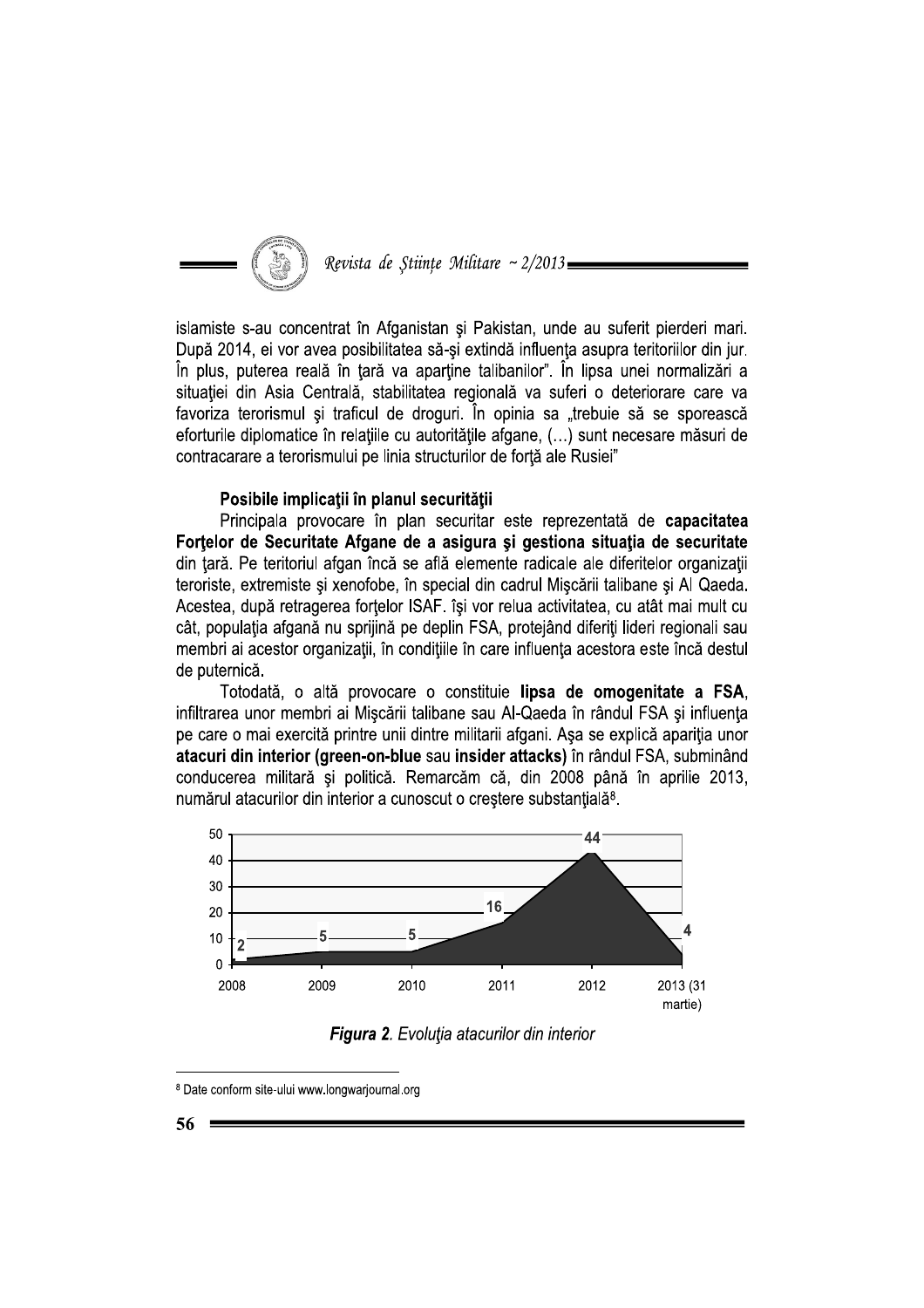islamiste s-au concentrat în Afganistan şi Pakistan, unde au suferit pierderi mari. După 2014, ei vor avea posibilitatea să-şi extindă influenţa asupra teritoriilor din jur. În plus, puterea reală în ţară va aparţine talibanilor". În lipsa unei normalizări a situaţiei din Asia Centrală, stabilitatea regională va suferi o deteriorare care va favoriza terorismul şi traficul de droguri. În opinia sa „trebuie să se sporească eforturile diplomatice în relaţiile cu autorităţile afgane, (…) sunt necesare măsuri de contracarare a terorismului pe linia structurilor de forţă ale Rusiei"

### Posibile implicaţii în planul securităţii

Principala provocare în plan securitar este reprezentată de **capacitatea Forţelor de Securitate Afgane de a asigura şi gestiona situaţia de securitate** din ţară. Pe teritoriul afgan încă se află elemente radicale ale diferitelor organizaţii teroriste, extremiste şi xenofobe, în special din cadrul Mişcării talibane şi Al Qaeda. Acestea, după retragerea forţelor ISAF. îşi vor relua activitatea, cu atât mai mult cu cât, populaţia afgană nu sprijină pe deplin FSA, protejând diferiţi lideri regionali sau membri ai acestor organizaţii, în condiţiile în care influenţa acestora este încă destul de puternică.

Totodată, o altă provocare o constituie **lipsa de omogenitate a FSA**, infiltrarea unor membri ai Mişcării talibane sau Al-Qaeda în rândul FSA şi influenţa pe care o mai exercită printre unii dintre militarii afgani. Aşa se explică apariţia unor **atacuri din interior (green-on-blue** sau **insider attacks)** în rândul FSA, subminând conducerea militară şi politică. Remarcăm că, din 2008 până în aprilie 2013, numărul atacurilor din interior a cunoscut o creştere substanţială[8].

| An | Număr atacuri |
|---|---|
| 2008 | 2 |
| 2009 | 5 |
| 2010 | 5 |
| 2011 | 16 |
| 2012 | 44 |
| 2013 (31 martie) | 4 |

***Figura 2****. Evoluţia atacurilor din interior*

[8] Date conform site-ului www.longwarjournal.org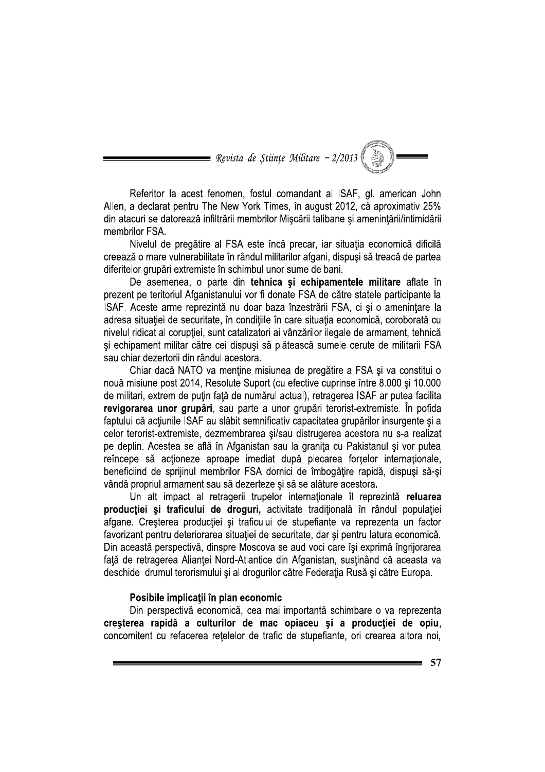Referitor la acest fenomen, fostul comandant al ISAF, gl. american John Allen, a declarat pentru The New York Times, în august 2012, că aproximativ 25% din atacuri se datorează infiltrării membrilor Mişcării talibane şi ameninţării/intimidării membrilor FSA.

Nivelul de pregătire al FSA este încă precar, iar situaţia economică dificilă creează o mare vulnerabilitate în rândul militarilor afgani, dispuşi să treacă de partea diferitelor grupări extremiste în schimbul unor sume de bani.

De asemenea, o parte din **tehnica şi echipamentele militare** aflate în prezent pe teritoriul Afganistanului vor fi donate FSA de către statele participante la ISAF. Aceste arme reprezintă nu doar baza înzestrării FSA, ci şi o ameninţare la adresa situaţiei de securitate, în condiţiile în care situaţia economică, coroborată cu nivelul ridicat al corupţiei, sunt catalizatori ai vânzărilor ilegale de armament, tehnică şi echipament militar către cei dispuşi să plătească sumele cerute de militarii FSA sau chiar dezertorii din rândul acestora.

Chiar dacă NATO va menţine misiunea de pregătire a FSA şi va constitui o nouă misiune post 2014, Resolute Suport (cu efective cuprinse între 8.000 şi 10.000 de militari, extrem de puţin faţă de numărul actual), retragerea ISAF ar putea facilita **revigorarea unor grupări**, sau parte a unor grupări terorist-extremiste. În pofida faptului că acţiunile ISAF au slăbit semnificativ capacitatea grupărilor insurgente şi a celor terorist-extremiste, dezmembrarea şi/sau distrugerea acestora nu s-a realizat pe deplin. Acestea se află în Afganistan sau la graniţa cu Pakistanul şi vor putea reîncepe să acţioneze aproape imediat după plecarea forţelor internaţionale, beneficiind de sprijinul membrilor FSA dornici de îmbogăţire rapidă, dispuşi să-şi vândă propriul armament sau să dezerteze şi să se alăture acestora.

Un alt impact al retragerii trupelor internaţionale îl reprezintă **reluarea producţiei şi traficului de droguri,** activitate tradiţională în rândul populaţiei afgane. Creşterea producţiei şi traficului de stupefiante va reprezenta un factor favorizant pentru deteriorarea situaţiei de securitate, dar şi pentru latura economică. Din această perspectivă, dinspre Moscova se aud voci care îşi exprimă îngrijorarea faţă de retragerea Alianţei Nord-Atlantice din Afganistan, susţinând că aceasta va deschide drumul terorismului şi al drogurilor către Federaţia Rusă şi către Europa.

### Posibile implicaţii în plan economic

Din perspectivă economică, cea mai importantă schimbare o va reprezenta **creşterea rapidă a culturilor de mac opiaceu şi a producţiei de opiu**, concomitent cu refacerea reţelelor de trafic de stupefiante, ori crearea altora noi,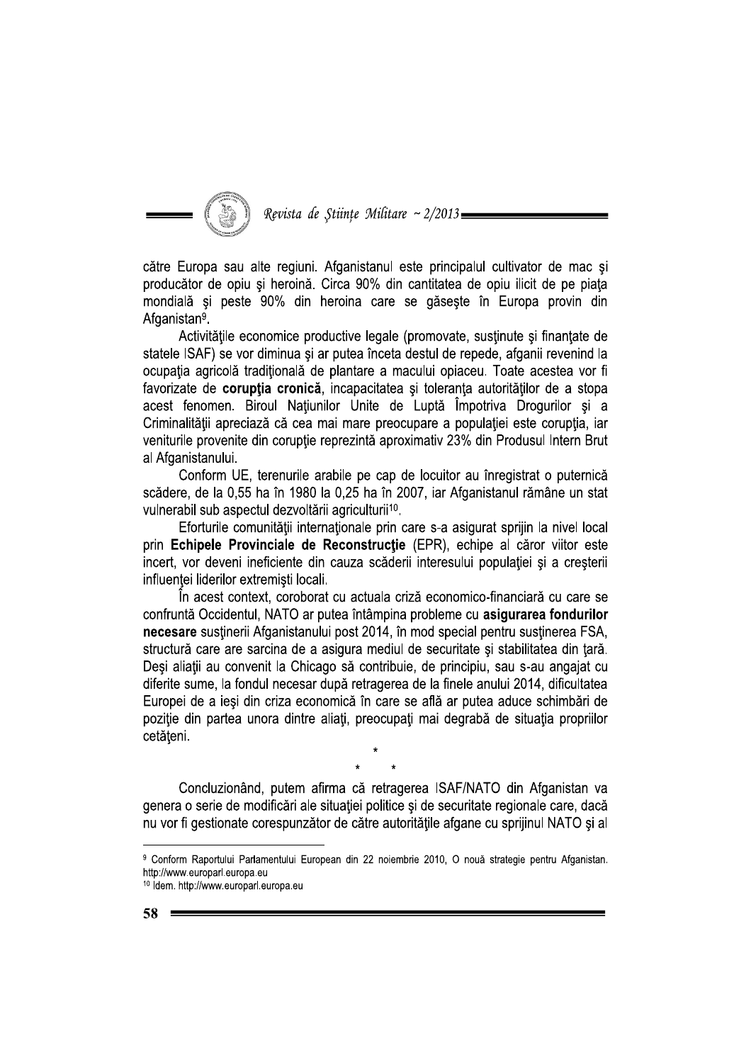către Europa sau alte regiuni. Afganistanul este principalul cultivator de mac şi producător de opiu şi heroină. Circa 90% din cantitatea de opiu ilicit de pe piaţa mondială şi peste 90% din heroina care se găseşte în Europa provin din Afganistan[9].

Activităţile economice productive legale (promovate, susţinute şi finanţate de statele ISAF) se vor diminua şi ar putea înceta destul de repede, afganii revenind la ocupaţia agricolă tradiţională de plantare a macului opiaceu. Toate acestea vor fi favorizate de **corupţia cronică**, incapacitatea şi toleranţa autorităţilor de a stopa acest fenomen. Biroul Naţiunilor Unite de Luptă Împotriva Drogurilor şi a Criminalităţii apreciază că cea mai mare preocupare a populaţiei este corupţia, iar veniturile provenite din corupţie reprezintă aproximativ 23% din Produsul Intern Brut al Afganistanului.

Conform UE, terenurile arabile pe cap de locuitor au înregistrat o puternică scădere, de la 0,55 ha în 1980 la 0,25 ha în 2007, iar Afganistanul rămâne un stat vulnerabil sub aspectul dezvoltării agriculturii[10].

Eforturile comunităţii internaţionale prin care s-a asigurat sprijin la nivel local prin **Echipele Provinciale de Reconstrucţie** (EPR), echipe al căror viitor este incert, vor deveni ineficiente din cauza scăderii interesului populaţiei şi a creşterii influenţei liderilor extremişti locali.

În acest context, coroborat cu actuala criză economico-financiară cu care se confruntă Occidentul, NATO ar putea întâmpina probleme cu **asigurarea fondurilor necesare** susţinerii Afganistanului post 2014, în mod special pentru susţinerea FSA, structură care are sarcina de a asigura mediul de securitate şi stabilitatea din ţară. Deşi aliaţii au convenit la Chicago să contribuie, de principiu, sau s-au angajat cu diferite sume, la fondul necesar după retragerea de la finele anului 2014, dificultatea Europei de a ieşi din criza economică în care se află ar putea aduce schimbări de poziţie din partea unora dintre aliaţi, preocupaţi mai degrabă de situaţia propriilor cetăţeni.

\*

\* \*

Concluzionând, putem afirma că retragerea ISAF/NATO din Afganistan va genera o serie de modificări ale situaţiei politice şi de securitate regionale care, dacă nu vor fi gestionate corespunzător de către autorităţile afgane cu sprijinul NATO şi al

---

[9] Conform Raportului Parlamentului European din 22 noiembrie 2010, O nouă strategie pentru Afganistan. http://www.europarl.europa.eu

[10] Idem. http://www.europarl.europa.eu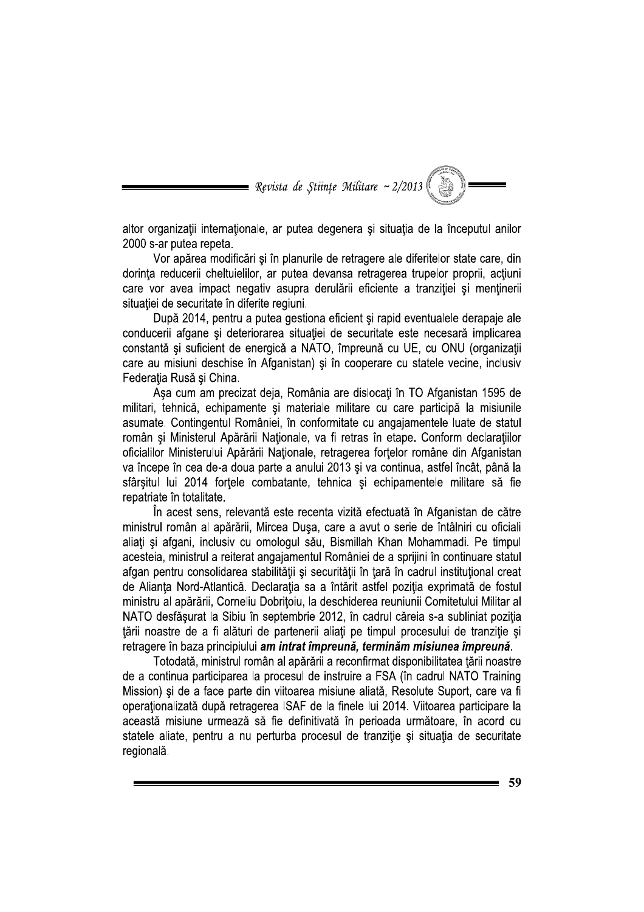altor organizaţii internaţionale, ar putea degenera şi situaţia de la începutul anilor 2000 s-ar putea repeta.

Vor apărea modificări şi în planurile de retragere ale diferitelor state care, din dorinţa reducerii cheltuielilor, ar putea devansa retragerea trupelor proprii, acţiuni care vor avea impact negativ asupra derulării eficiente a tranziţiei şi menţinerii situaţiei de securitate în diferite regiuni.

După 2014, pentru a putea gestiona eficient şi rapid eventualele derapaje ale conducerii afgane şi deteriorarea situaţiei de securitate este necesară implicarea constantă şi suficient de energică a NATO, împreună cu UE, cu ONU (organizaţii care au misiuni deschise în Afganistan) şi în cooperare cu statele vecine, inclusiv Federaţia Rusă şi China.

Aşa cum am precizat deja, România are dislocaţi în TO Afganistan 1595 de militari, tehnică, echipamente şi materiale militare cu care participă la misiunile asumate. Contingentul României, în conformitate cu angajamentele luate de statul român şi Ministerul Apărării Naţionale, va fi retras în etape. Conform declaraţiilor oficialilor Ministerului Apărării Naţionale, retragerea forţelor române din Afganistan va începe în cea de-a doua parte a anului 2013 şi va continua, astfel încât, până la sfârşitul lui 2014 forţele combatante, tehnica şi echipamentele militare să fie repatriate în totalitate.

În acest sens, relevantă este recenta vizită efectuată în Afganistan de către ministrul român al apărării, Mircea Duşa, care a avut o serie de întâlniri cu oficiali aliaţi şi afgani, inclusiv cu omologul său, Bismillah Khan Mohammadi. Pe timpul acesteia, ministrul a reiterat angajamentul României de a sprijini în continuare statul afgan pentru consolidarea stabilităţii şi securităţii în ţară în cadrul instituţional creat de Alianţa Nord-Atlantică. Declaraţia sa a întărit astfel poziţia exprimată de fostul ministru al apărării, Corneliu Dobriţoiu, la deschiderea reuniunii Comitetului Militar al NATO desfăşurat la Sibiu în septembrie 2012, în cadrul căreia s-a subliniat poziţia ţării noastre de a fi alături de partenerii aliaţi pe timpul procesului de tranziţie şi retragere în baza principiului ***am intrat împreună, terminăm misiunea împreună***.

Totodată, ministrul român al apărării a reconfirmat disponibilitatea ţării noastre de a continua participarea la procesul de instruire a FSA (în cadrul NATO Training Mission) şi de a face parte din viitoarea misiune aliată, Resolute Suport, care va fi operaţionalizată după retragerea ISAF de la finele lui 2014. Viitoarea participare la această misiune urmează să fie definitivată în perioada următoare, în acord cu statele aliate, pentru a nu perturba procesul de tranziţie şi situaţia de securitate regională.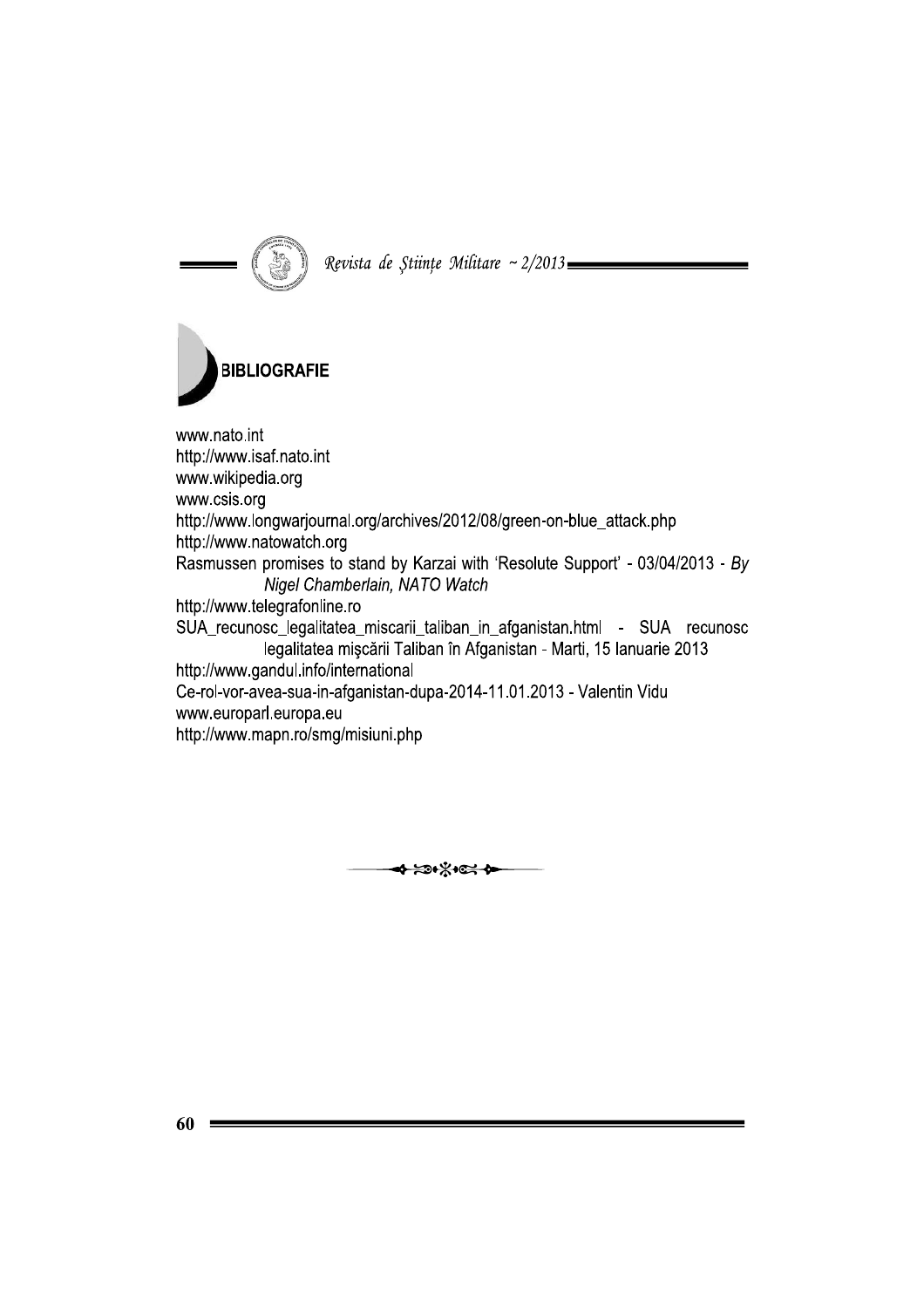## BIBLIOGRAFIE

www.nato.int
http://www.isaf.nato.int
www.wikipedia.org
www.csis.org
http://www.longwarjournal.org/archives/2012/08/green-on-blue_attack.php
http://www.natowatch.org
Rasmussen promises to stand by Karzai with 'Resolute Support' - 03/04/2013 - *By Nigel Chamberlain, NATO Watch*
http://www.telegrafonline.ro
SUA_recunosc_legalitatea_miscarii_taliban_in_afganistan.html - SUA recunosc legalitatea mişcării Taliban în Afganistan - Marti, 15 Ianuarie 2013
http://www.gandul.info/international
Ce-rol-vor-avea-sua-in-afganistan-dupa-2014-11.01.2013 - Valentin Vidu
www.europarl.europa.eu
http://www.mapn.ro/smg/misiuni.php